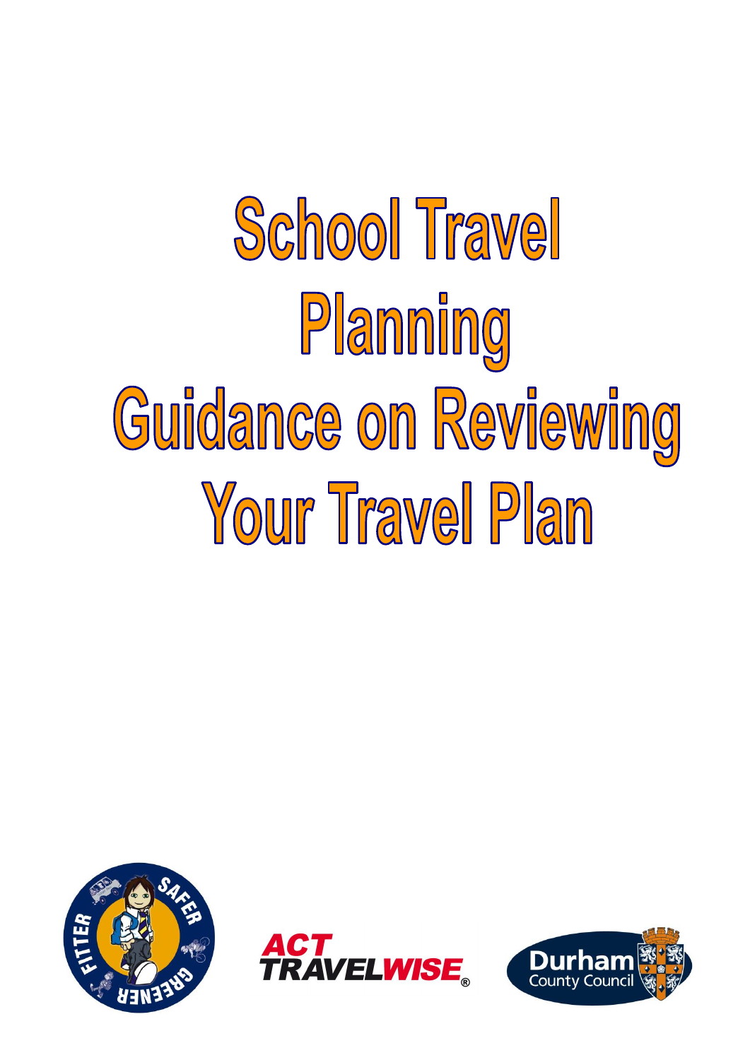# School Travel Planning

# Guidance on Reviewing Your Travel Plan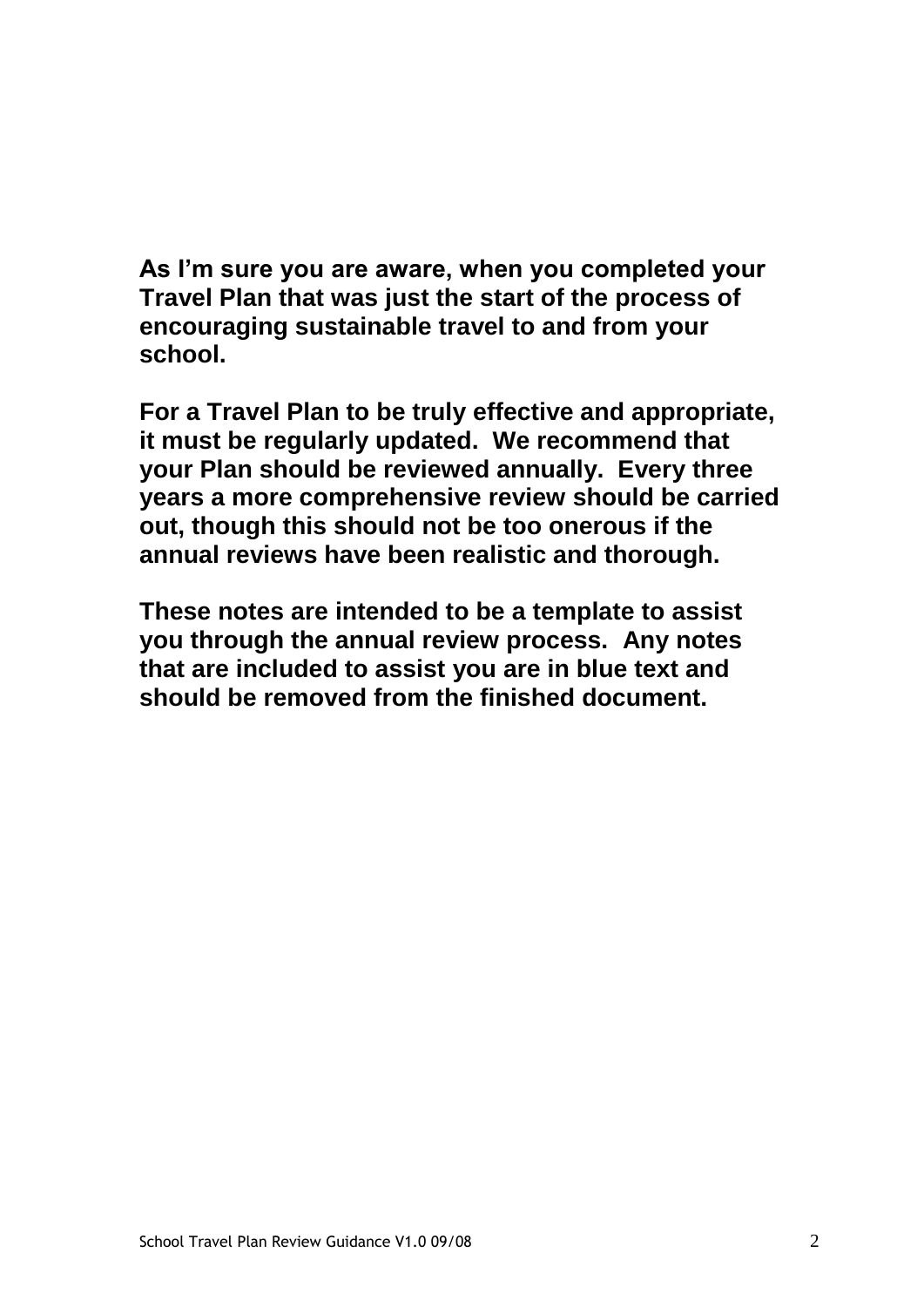**As I'm sure you are aware, when you completed your Travel Plan that was just the start of the process of encouraging sustainable travel to and from your school.**

**For a Travel Plan to be truly effective and appropriate, it must be regularly updated. We recommend that your Plan should be reviewed annually. Every three years a more comprehensive review should be carried out, though this should not be too onerous if the annual reviews have been realistic and thorough.**

**These notes are intended to be a template to assist you through the annual review process. Any notes that are included to assist you are in blue text and should be removed from the finished document.**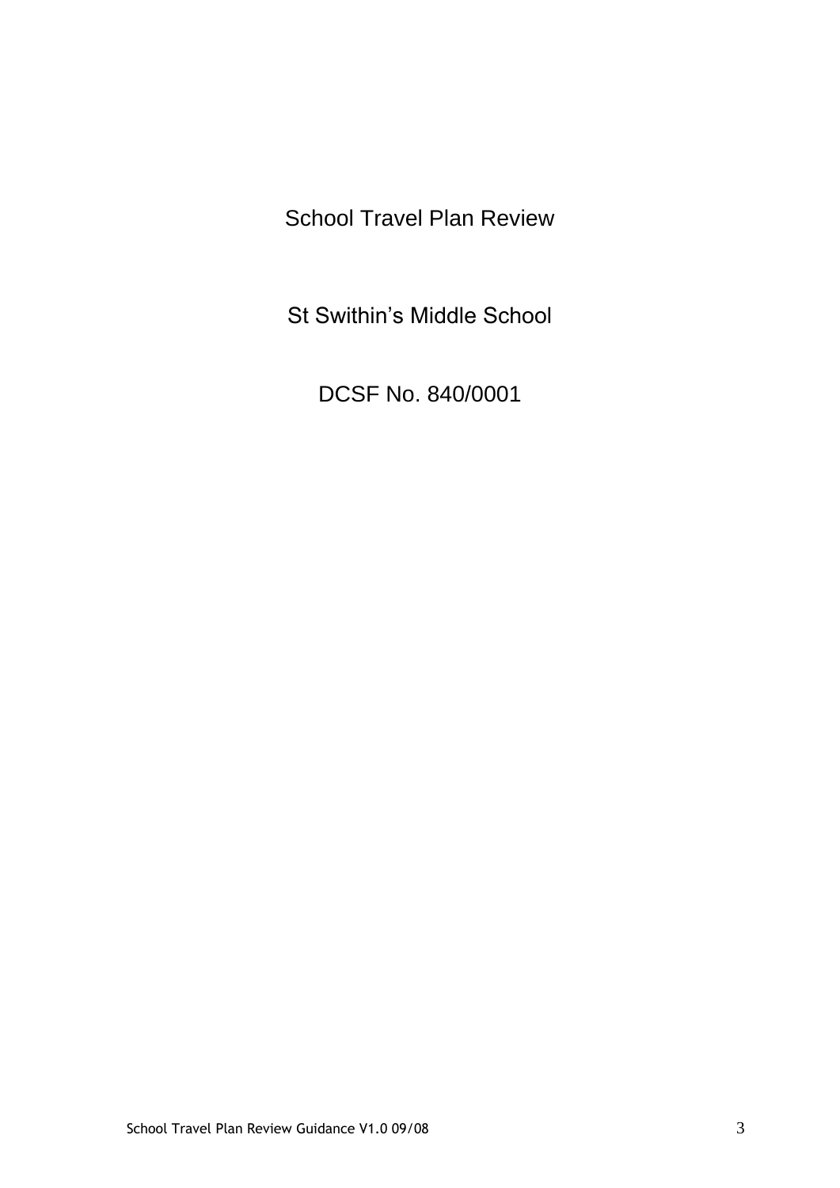# School Travel Plan Review

## St Swithin's Middle School

## DCSF No. 840/0001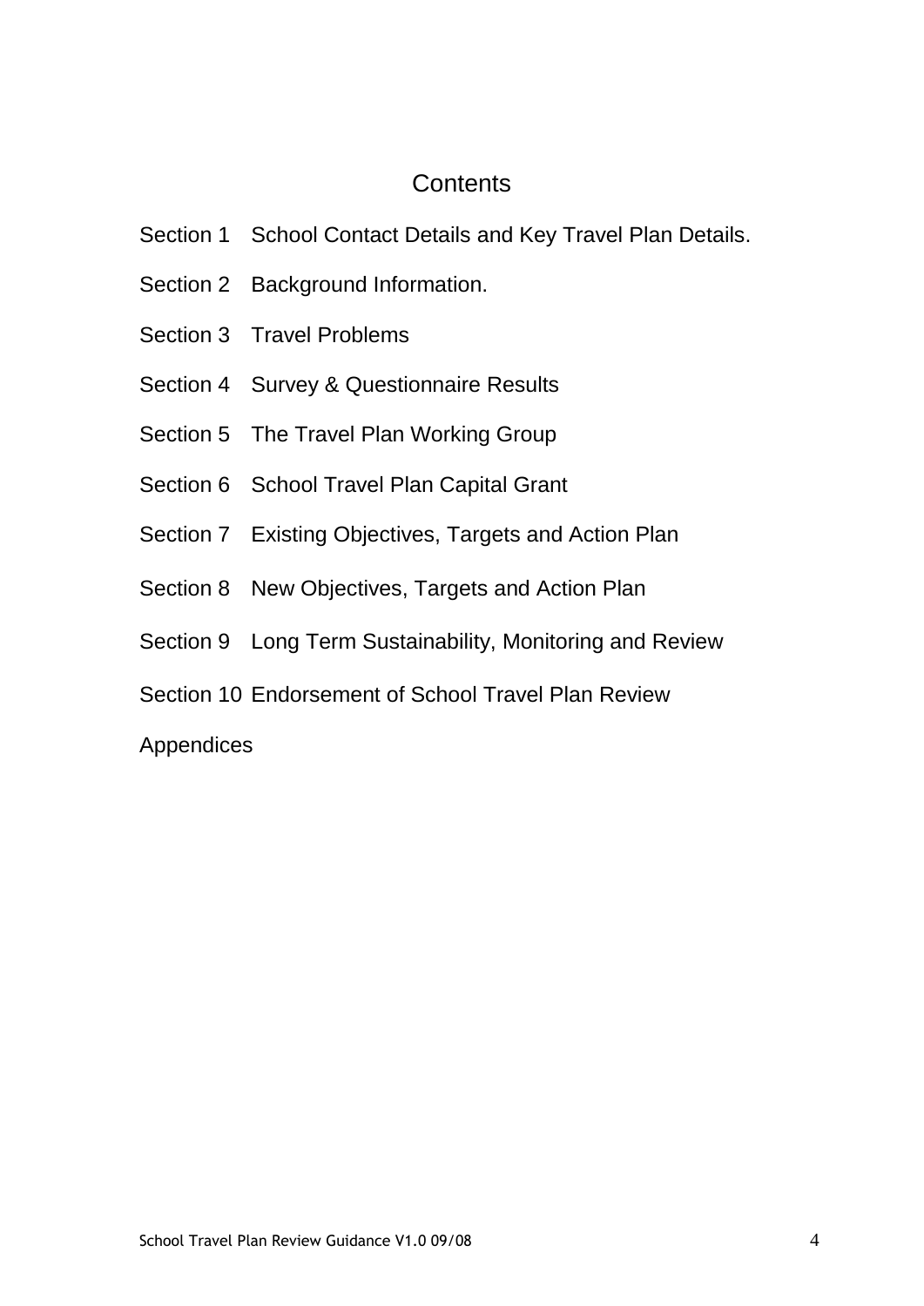# Contents

Section 1 School Contact Details and Key Travel Plan Details.

Section 2 Background Information.

Section 3 Travel Problems

Section 4 Survey & Questionnaire Results

Section 5 The Travel Plan Working Group

Section 6 School Travel Plan Capital Grant

Section 7 Existing Objectives, Targets and Action Plan

Section 8 New Objectives, Targets and Action Plan

Section 9 Long Term Sustainability, Monitoring and Review

Section 10 Endorsement of School Travel Plan Review

Appendices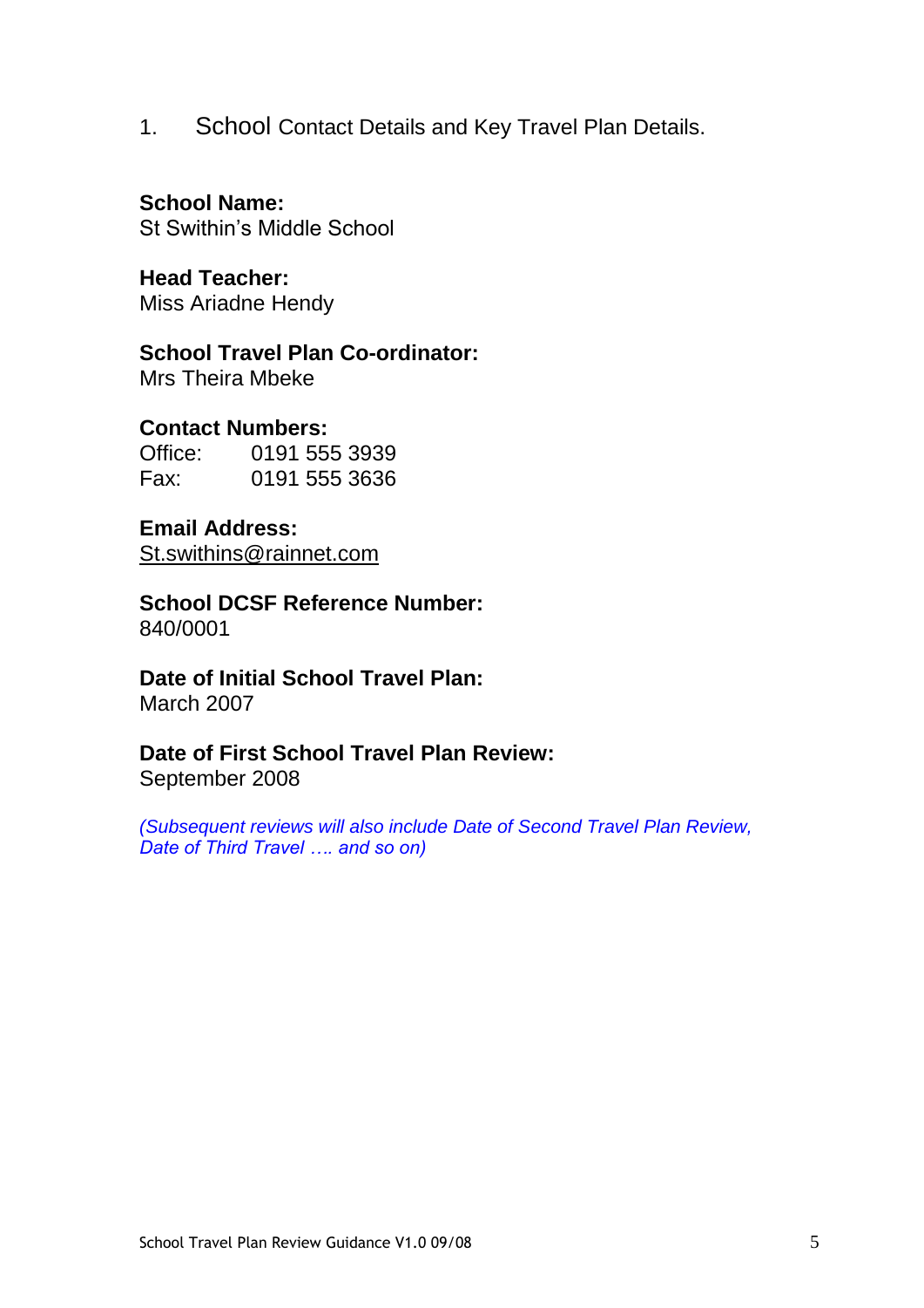## 1. School Contact Details and Key Travel Plan Details.

**School Name:**
St Swithin's Middle School

**Head Teacher:**
Miss Ariadne Hendy

**School Travel Plan Co-ordinator:**
Mrs Theira Mbeke

**Contact Numbers:**
Office: 0191 555 3939
Fax: 0191 555 3636

**Email Address:**
St.swithins@rainnet.com

**School DCSF Reference Number:**
840/0001

**Date of Initial School Travel Plan:**
March 2007

**Date of First School Travel Plan Review:**
September 2008

*(Subsequent reviews will also include Date of Second Travel Plan Review, Date of Third Travel …. and so on)*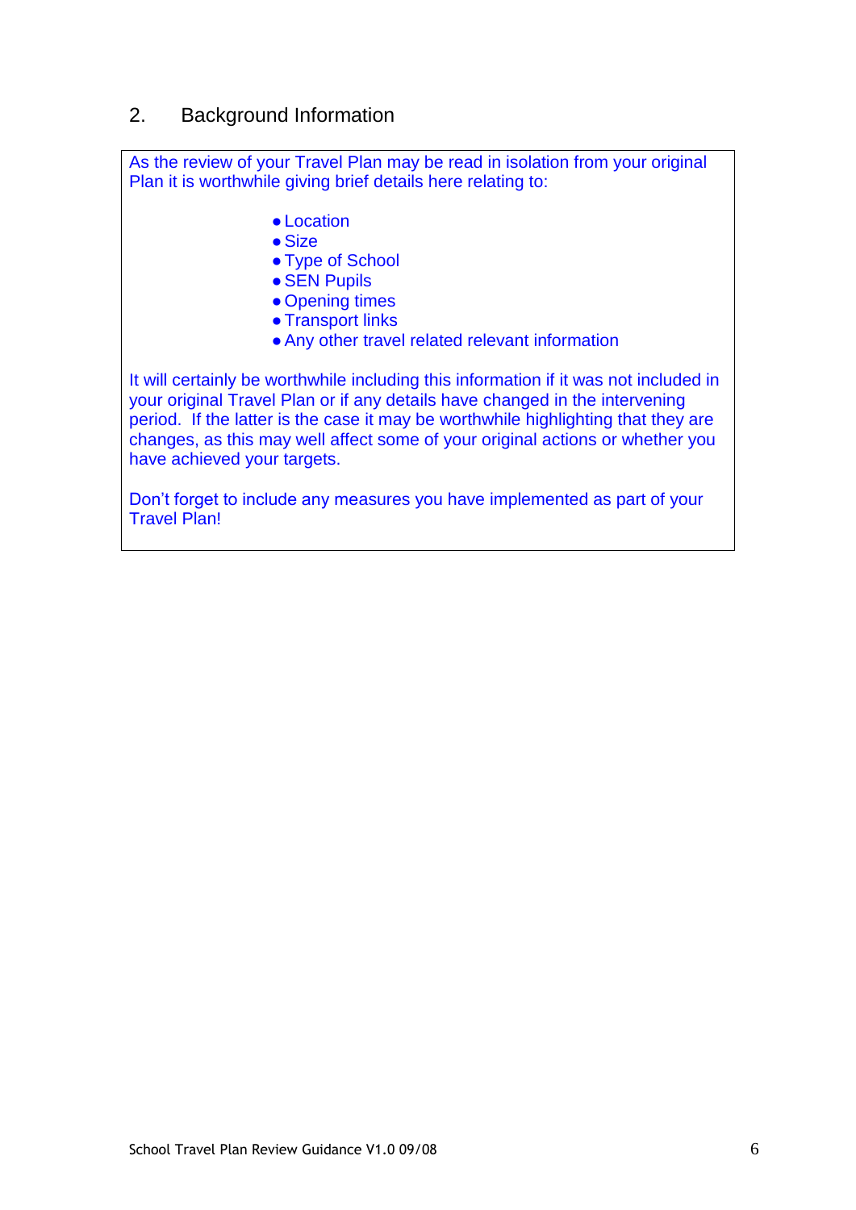## 2. Background Information

As the review of your Travel Plan may be read in isolation from your original Plan it is worthwhile giving brief details here relating to:

- Location
- Size
- Type of School
- SEN Pupils
- Opening times
- Transport links
- Any other travel related relevant information

It will certainly be worthwhile including this information if it was not included in your original Travel Plan or if any details have changed in the intervening period. If the latter is the case it may be worthwhile highlighting that they are changes, as this may well affect some of your original actions or whether you have achieved your targets.

Don't forget to include any measures you have implemented as part of your Travel Plan!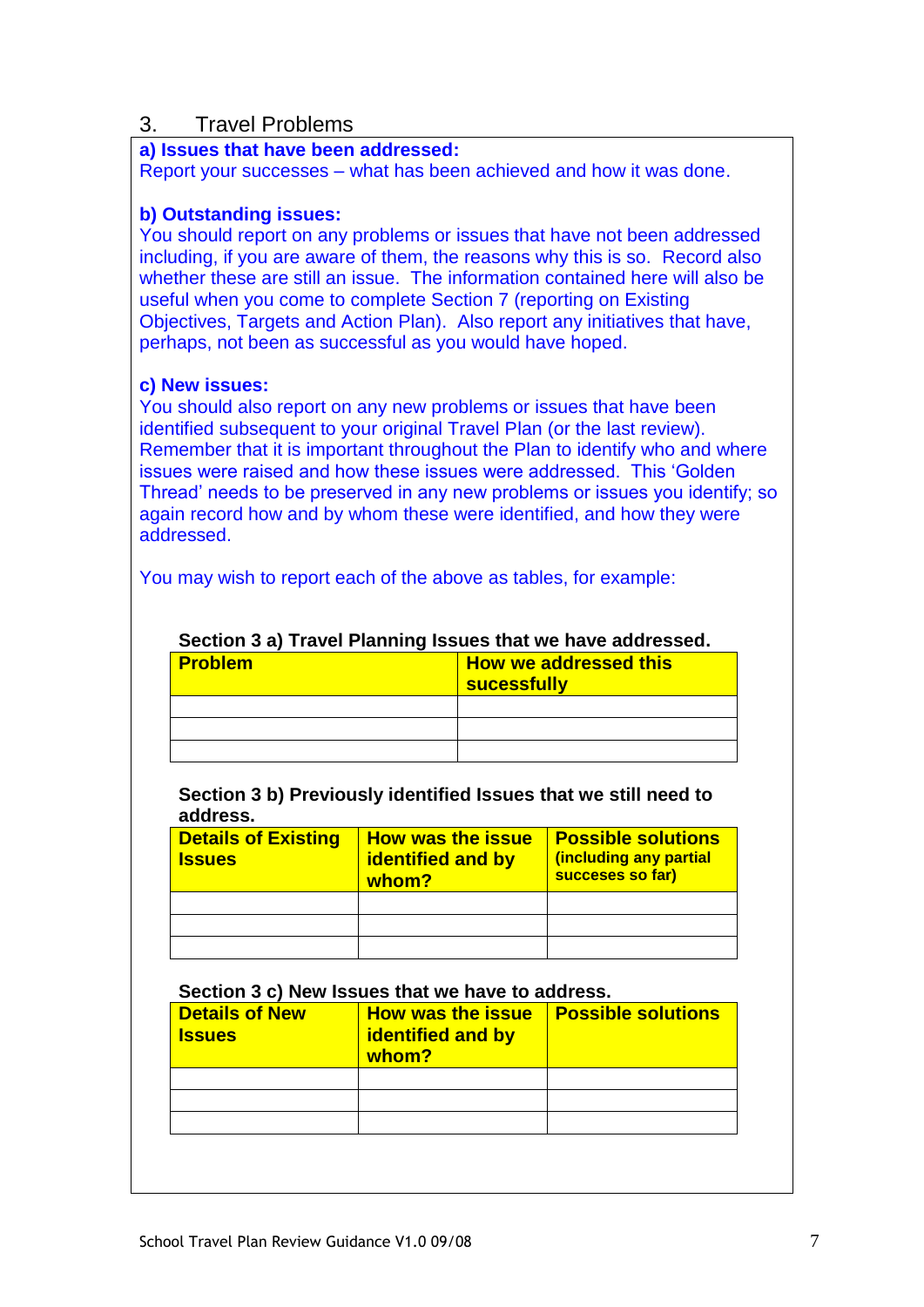## 3. Travel Problems

**a) Issues that have been addressed:**
Report your successes – what has been achieved and how it was done.

**b) Outstanding issues:**
You should report on any problems or issues that have not been addressed including, if you are aware of them, the reasons why this is so. Record also whether these are still an issue. The information contained here will also be useful when you come to complete Section 7 (reporting on Existing Objectives, Targets and Action Plan). Also report any initiatives that have, perhaps, not been as successful as you would have hoped.

**c) New issues:**
You should also report on any new problems or issues that have been identified subsequent to your original Travel Plan (or the last review). Remember that it is important throughout the Plan to identify who and where issues were raised and how these issues were addressed. This 'Golden Thread' needs to be preserved in any new problems or issues you identify; so again record how and by whom these were identified, and how they were addressed.

You may wish to report each of the above as tables, for example:

**Section 3 a) Travel Planning Issues that we have addressed.**

| Problem | How we addressed this sucessfully |
|---|---|
| | |
| | |
| | |

**Section 3 b) Previously identified Issues that we still need to address.**

| Details of Existing Issues | How was the issue identified and by whom? | Possible solutions (including any partial succeses so far) |
|---|---|---|
| | | |
| | | |
| | | |

**Section 3 c) New Issues that we have to address.**

| Details of New Issues | How was the issue identified and by whom? | Possible solutions |
|---|---|---|
| | | |
| | | |
| | | |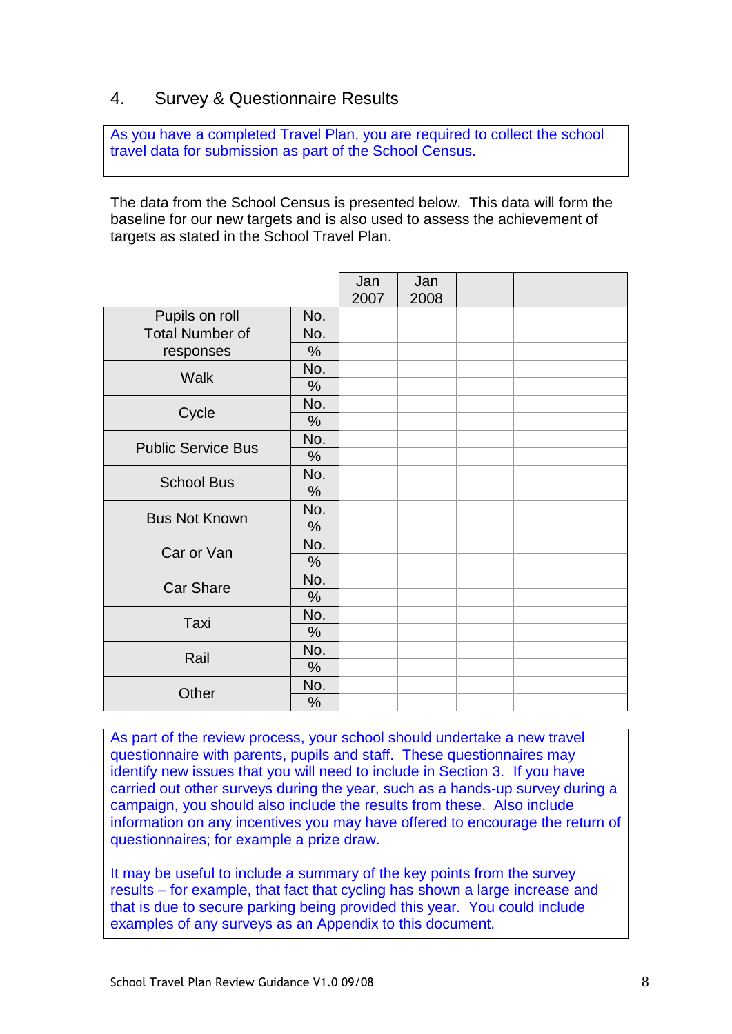## 4. Survey & Questionnaire Results

As you have a completed Travel Plan, you are required to collect the school travel data for submission as part of the School Census.

The data from the School Census is presented below. This data will form the baseline for our new targets and is also used to assess the achievement of targets as stated in the School Travel Plan.

| | | Jan 2007 | Jan 2008 | | | |
|---|---|---|---|---|---|---|
| Pupils on roll | No. | | | | | |
| Total Number of responses | No. | | | | | |
| | % | | | | | |
| Walk | No. | | | | | |
| | % | | | | | |
| Cycle | No. | | | | | |
| | % | | | | | |
| Public Service Bus | No. | | | | | |
| | % | | | | | |
| School Bus | No. | | | | | |
| | % | | | | | |
| Bus Not Known | No. | | | | | |
| | % | | | | | |
| Car or Van | No. | | | | | |
| | % | | | | | |
| Car Share | No. | | | | | |
| | % | | | | | |
| Taxi | No. | | | | | |
| | % | | | | | |
| Rail | No. | | | | | |
| | % | | | | | |
| Other | No. | | | | | |
| | % | | | | | |

As part of the review process, your school should undertake a new travel questionnaire with parents, pupils and staff. These questionnaires may identify new issues that you will need to include in Section 3. If you have carried out other surveys during the year, such as a hands-up survey during a campaign, you should also include the results from these. Also include information on any incentives you may have offered to encourage the return of questionnaires; for example a prize draw.

It may be useful to include a summary of the key points from the survey results – for example, that fact that cycling has shown a large increase and that is due to secure parking being provided this year. You could include examples of any surveys as an Appendix to this document.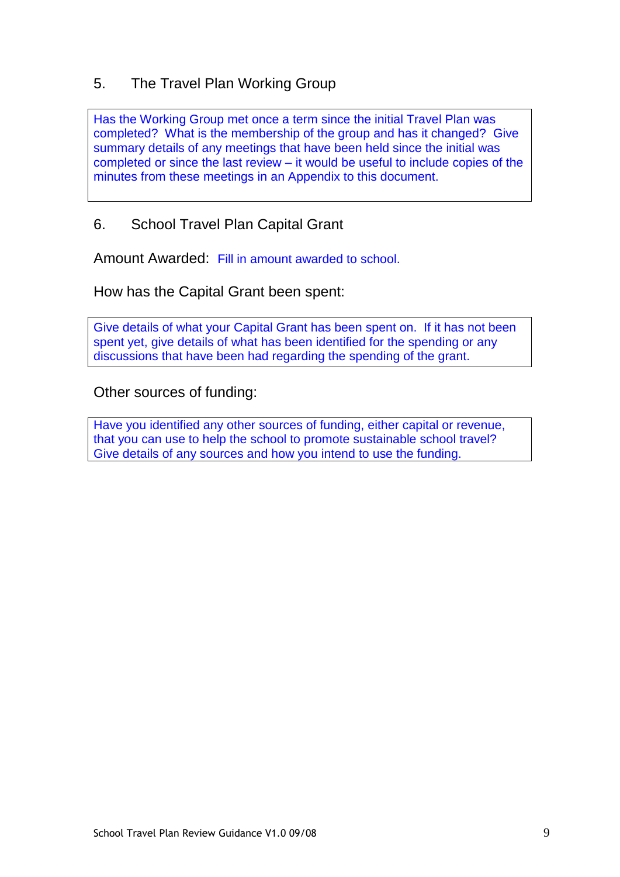## 5. The Travel Plan Working Group

Has the Working Group met once a term since the initial Travel Plan was completed? What is the membership of the group and has it changed? Give summary details of any meetings that have been held since the initial was completed or since the last review – it would be useful to include copies of the minutes from these meetings in an Appendix to this document.

## 6. School Travel Plan Capital Grant

Amount Awarded: Fill in amount awarded to school.

How has the Capital Grant been spent:

Give details of what your Capital Grant has been spent on. If it has not been spent yet, give details of what has been identified for the spending or any discussions that have been had regarding the spending of the grant.

Other sources of funding:

Have you identified any other sources of funding, either capital or revenue, that you can use to help the school to promote sustainable school travel? Give details of any sources and how you intend to use the funding.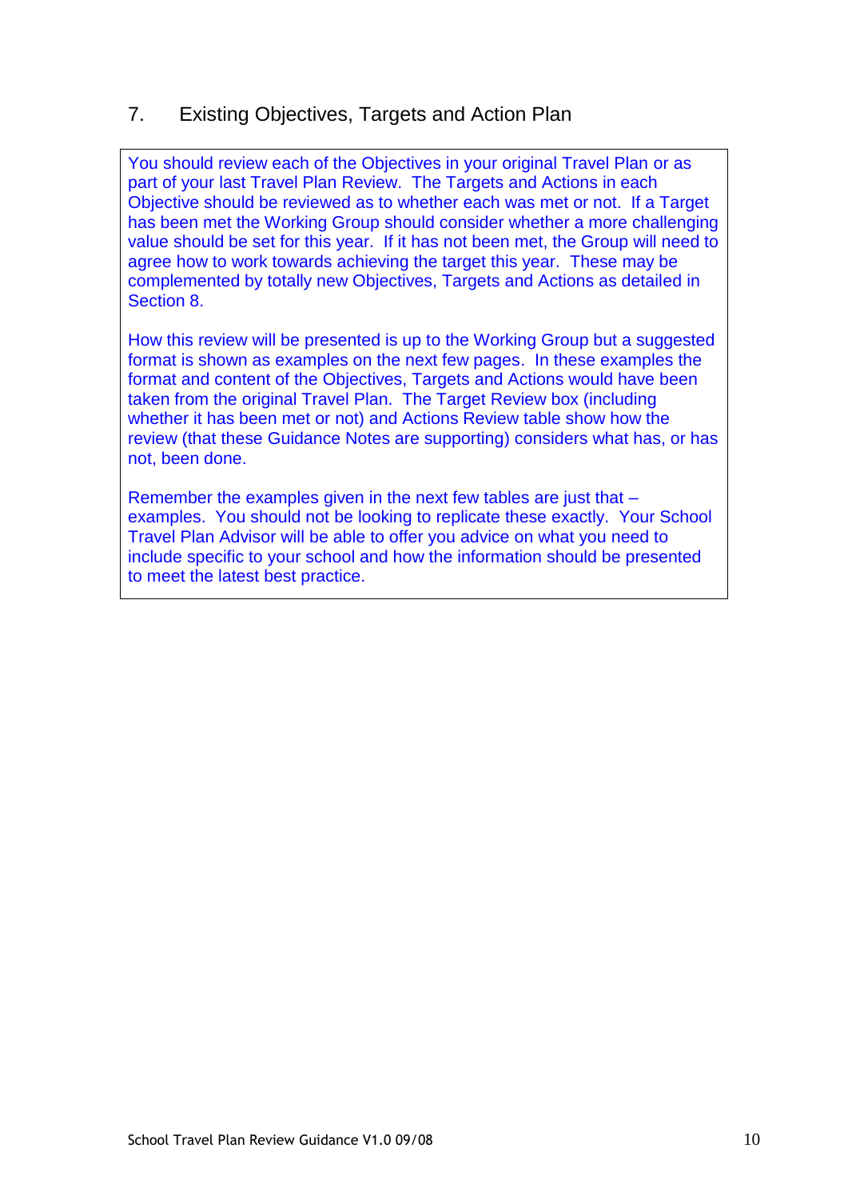## 7. Existing Objectives, Targets and Action Plan

You should review each of the Objectives in your original Travel Plan or as part of your last Travel Plan Review. The Targets and Actions in each Objective should be reviewed as to whether each was met or not. If a Target has been met the Working Group should consider whether a more challenging value should be set for this year. If it has not been met, the Group will need to agree how to work towards achieving the target this year. These may be complemented by totally new Objectives, Targets and Actions as detailed in Section 8.

How this review will be presented is up to the Working Group but a suggested format is shown as examples on the next few pages. In these examples the format and content of the Objectives, Targets and Actions would have been taken from the original Travel Plan. The Target Review box (including whether it has been met or not) and Actions Review table show how the review (that these Guidance Notes are supporting) considers what has, or has not, been done.

Remember the examples given in the next few tables are just that – examples. You should not be looking to replicate these exactly. Your School Travel Plan Advisor will be able to offer you advice on what you need to include specific to your school and how the information should be presented to meet the latest best practice.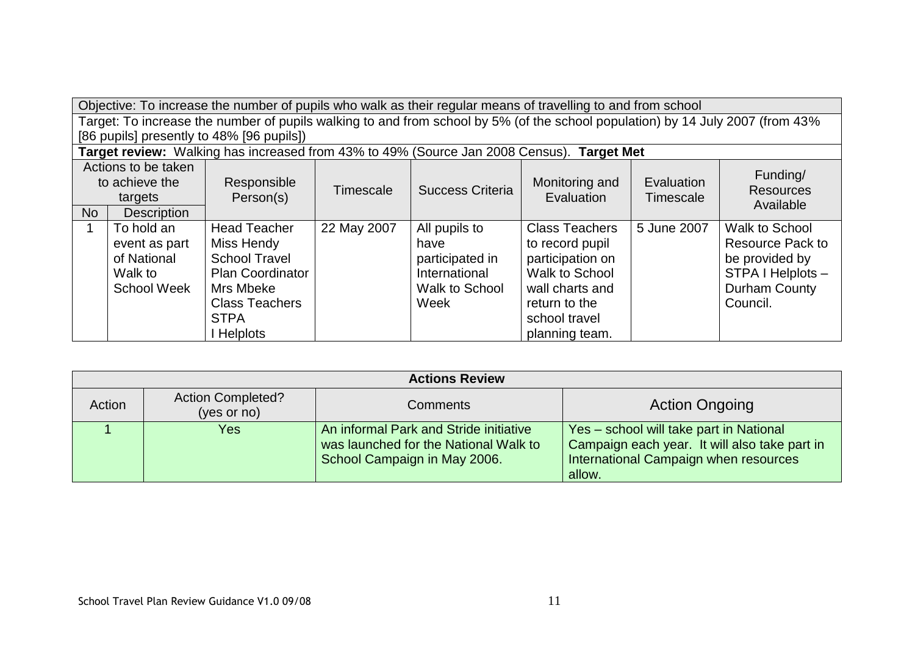| Objective: To increase the number of pupils who walk as their regular means of travelling to and from school | | | | | | | |
|---|---|---|---|---|---|---|---|
| Target: To increase the number of pupils walking to and from school by 5% (of the school population) by 14 July 2007 (from 43% [86 pupils] presently to 48% [96 pupils]) | | | | | | | |
| **Target review:** Walking has increased from 43% to 49% (Source Jan 2008 Census). **Target Met** | | | | | | | |
| Actions to be taken to achieve the targets | | Responsible Person(s) | Timescale | Success Criteria | Monitoring and Evaluation | Evaluation Timescale | Funding/ Resources Available |
| No | Description | | | | | | |
| 1 | To hold an event as part of National Walk to School Week | Head Teacher Miss Hendy School Travel Plan Coordinator Mrs Mbeke Class Teachers STPA I Helplots | 22 May 2007 | All pupils to have participated in International Walk to School Week | Class Teachers to record pupil participation on Walk to School wall charts and return to the school travel planning team. | 5 June 2007 | Walk to School Resource Pack to be provided by STPA I Helplots – Durham County Council. |

| Actions Review | | | |
|---|---|---|---|
| Action | Action Completed? (yes or no) | Comments | Action Ongoing |
| 1 | Yes | An informal Park and Stride initiative was launched for the National Walk to School Campaign in May 2006. | Yes – school will take part in National Campaign each year. It will also take part in International Campaign when resources allow. |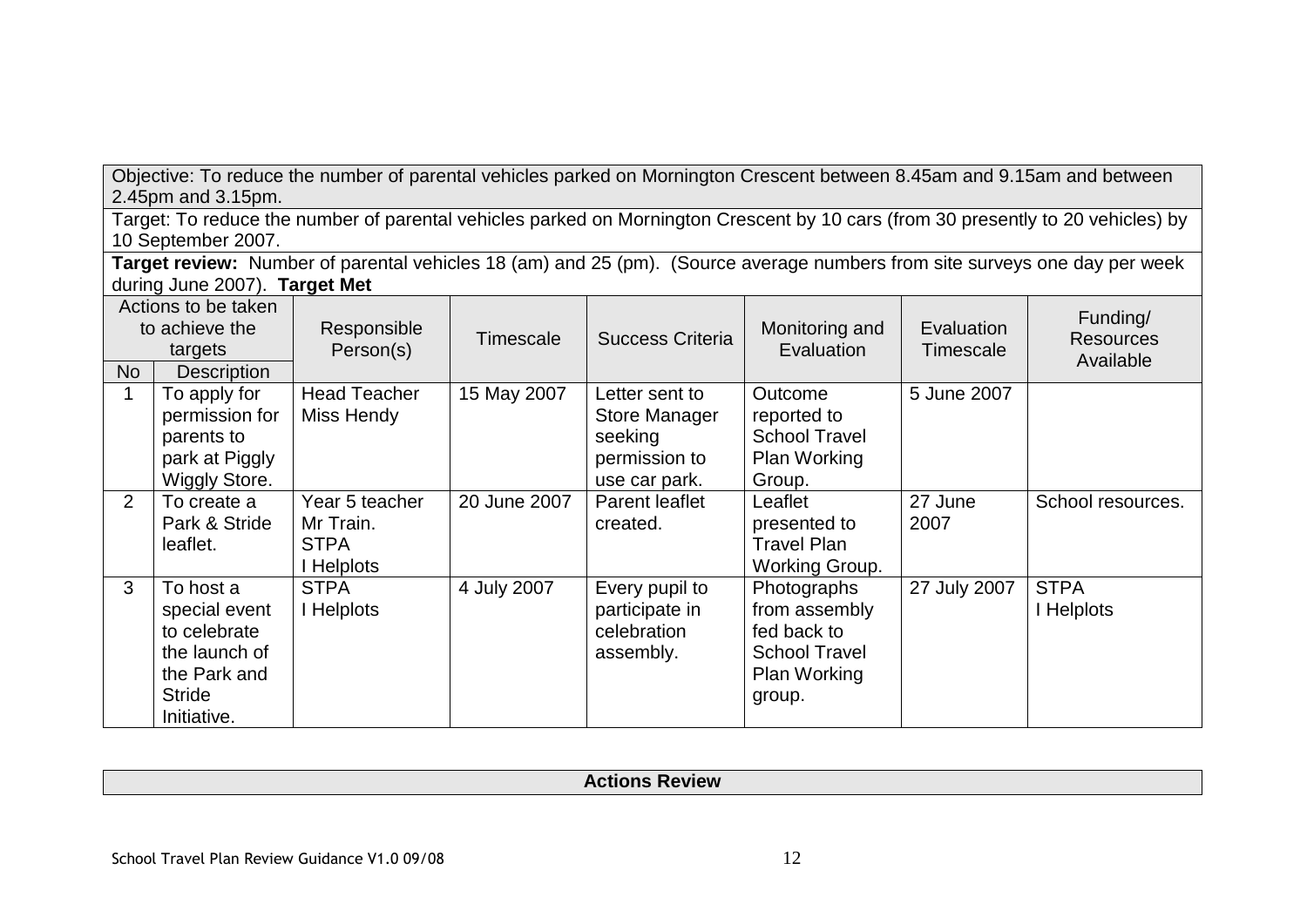| Objective: To reduce the number of parental vehicles parked on Mornington Crescent between 8.45am and 9.15am and between 2.45pm and 3.15pm. | | | | | | | |
|---|---|---|---|---|---|---|---|
| Target: To reduce the number of parental vehicles parked on Mornington Crescent by 10 cars (from 30 presently to 20 vehicles) by 10 September 2007. | | | | | | | |
| **Target review:** Number of parental vehicles 18 (am) and 25 (pm). (Source average numbers from site surveys one day per week during June 2007). **Target Met** | | | | | | | |
| Actions to be taken to achieve the targets | | Responsible Person(s) | Timescale | Success Criteria | Monitoring and Evaluation | Evaluation Timescale | Funding/ Resources Available |
| No | Description | | | | | | |
| 1 | To apply for permission for parents to park at Piggly Wiggly Store. | Head Teacher Miss Hendy | 15 May 2007 | Letter sent to Store Manager seeking permission to use car park. | Outcome reported to School Travel Plan Working Group. | 5 June 2007 | |
| 2 | To create a Park & Stride leaflet. | Year 5 teacher Mr Train. STPA I Helplots | 20 June 2007 | Parent leaflet created. | Leaflet presented to Travel Plan Working Group. | 27 June 2007 | School resources. |
| 3 | To host a special event to celebrate the launch of the Park and Stride Initiative. | STPA I Helplots | 4 July 2007 | Every pupil to participate in celebration assembly. | Photographs from assembly fed back to School Travel Plan Working group. | 27 July 2007 | STPA I Helplots |

| **Actions Review** |
|---|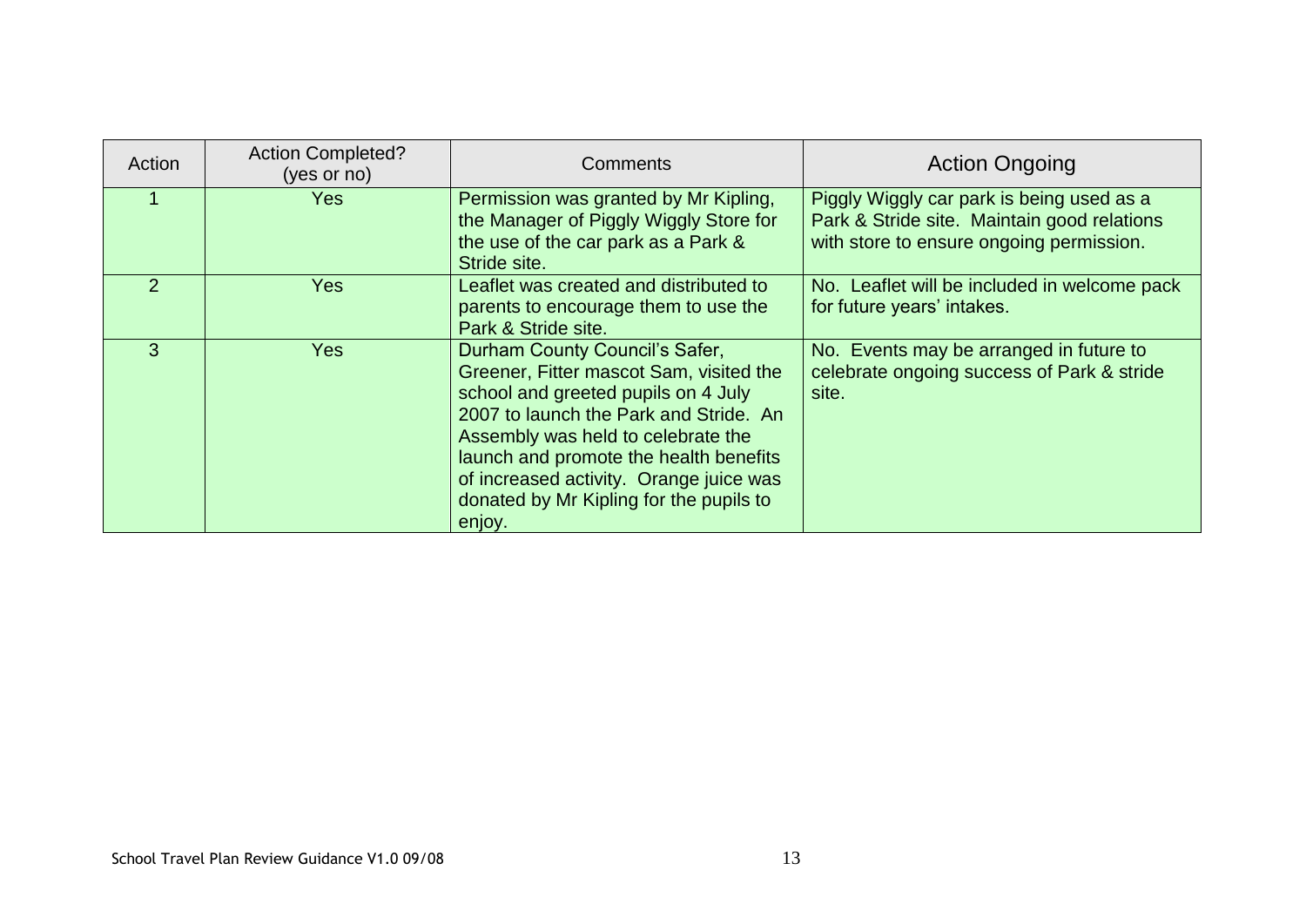| Action | Action Completed? (yes or no) | Comments | Action Ongoing |
|---|---|---|---|
| 1 | Yes | Permission was granted by Mr Kipling, the Manager of Piggly Wiggly Store for the use of the car park as a Park & Stride site. | Piggly Wiggly car park is being used as a Park & Stride site. Maintain good relations with store to ensure ongoing permission. |
| 2 | Yes | Leaflet was created and distributed to parents to encourage them to use the Park & Stride site. | No. Leaflet will be included in welcome pack for future years' intakes. |
| 3 | Yes | Durham County Council's Safer, Greener, Fitter mascot Sam, visited the school and greeted pupils on 4 July 2007 to launch the Park and Stride. An Assembly was held to celebrate the launch and promote the health benefits of increased activity. Orange juice was donated by Mr Kipling for the pupils to enjoy. | No. Events may be arranged in future to celebrate ongoing success of Park & stride site. |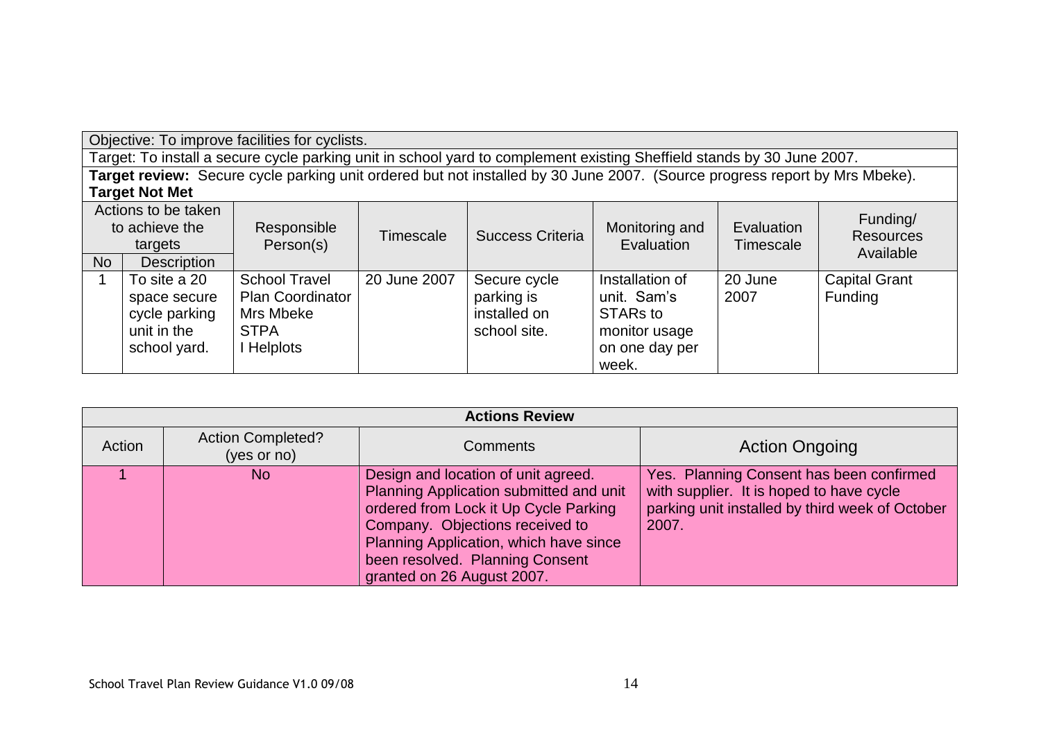| Objective: To improve facilities for cyclists. | | | | | | | |
|---|---|---|---|---|---|---|---|
| Target: To install a secure cycle parking unit in school yard to complement existing Sheffield stands by 30 June 2007. | | | | | | | |
| **Target review:** Secure cycle parking unit ordered but not installed by 30 June 2007. (Source progress report by Mrs Mbeke). **Target Not Met** | | | | | | | |
| Actions to be taken to achieve the targets | | Responsible Person(s) | Timescale | Success Criteria | Monitoring and Evaluation | Evaluation Timescale | Funding/ Resources Available |
| No | Description | | | | | | |
| 1 | To site a 20 space secure cycle parking unit in the school yard. | School Travel Plan Coordinator Mrs Mbeke STPA I Helplots | 20 June 2007 | Secure cycle parking is installed on school site. | Installation of unit. Sam's STARs to monitor usage on one day per week. | 20 June 2007 | Capital Grant Funding |

| **Actions Review** | | | |
|---|---|---|---|
| Action | Action Completed? (yes or no) | Comments | Action Ongoing |
| 1 | No | Design and location of unit agreed. Planning Application submitted and unit ordered from Lock it Up Cycle Parking Company. Objections received to Planning Application, which have since been resolved. Planning Consent granted on 26 August 2007. | Yes. Planning Consent has been confirmed with supplier. It is hoped to have cycle parking unit installed by third week of October 2007. |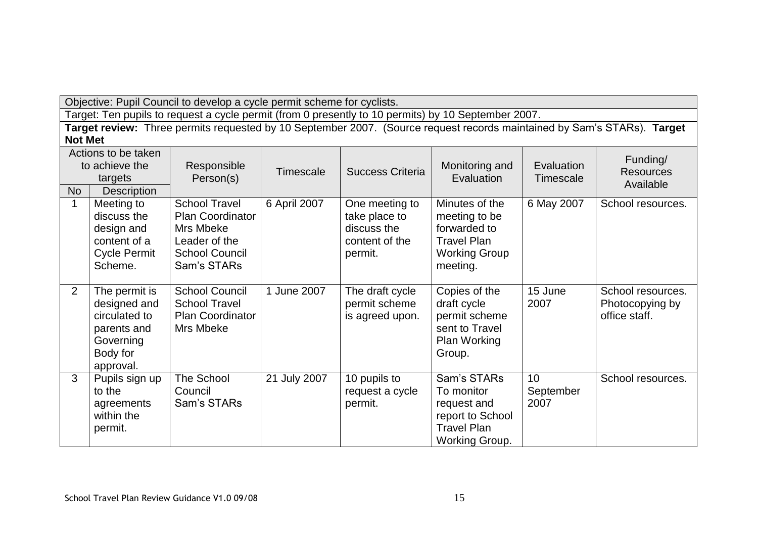Objective: Pupil Council to develop a cycle permit scheme for cyclists.

Target: Ten pupils to request a cycle permit (from 0 presently to 10 permits) by 10 September 2007.

**Target review:** Three permits requested by 10 September 2007. (Source request records maintained by Sam's STARs). **Target Not Met**

| Actions to be taken to achieve the targets | | Responsible Person(s) | Timescale | Success Criteria | Monitoring and Evaluation | Evaluation Timescale | Funding/ Resources Available |
|---|---|---|---|---|---|---|---|
| No | Description | | | | | | |
| 1 | Meeting to discuss the design and content of a Cycle Permit Scheme. | School Travel Plan Coordinator Mrs Mbeke Leader of the School Council Sam's STARs | 6 April 2007 | One meeting to take place to discuss the content of the permit. | Minutes of the meeting to be forwarded to Travel Plan Working Group meeting. | 6 May 2007 | School resources. |
| 2 | The permit is designed and circulated to parents and Governing Body for approval. | School Council School Travel Plan Coordinator Mrs Mbeke | 1 June 2007 | The draft cycle permit scheme is agreed upon. | Copies of the draft cycle permit scheme sent to Travel Plan Working Group. | 15 June 2007 | School resources. Photocopying by office staff. |
| 3 | Pupils sign up to the agreements within the permit. | The School Council Sam's STARs | 21 July 2007 | 10 pupils to request a cycle permit. | Sam's STARs To monitor request and report to School Travel Plan Working Group. | 10 September 2007 | School resources. |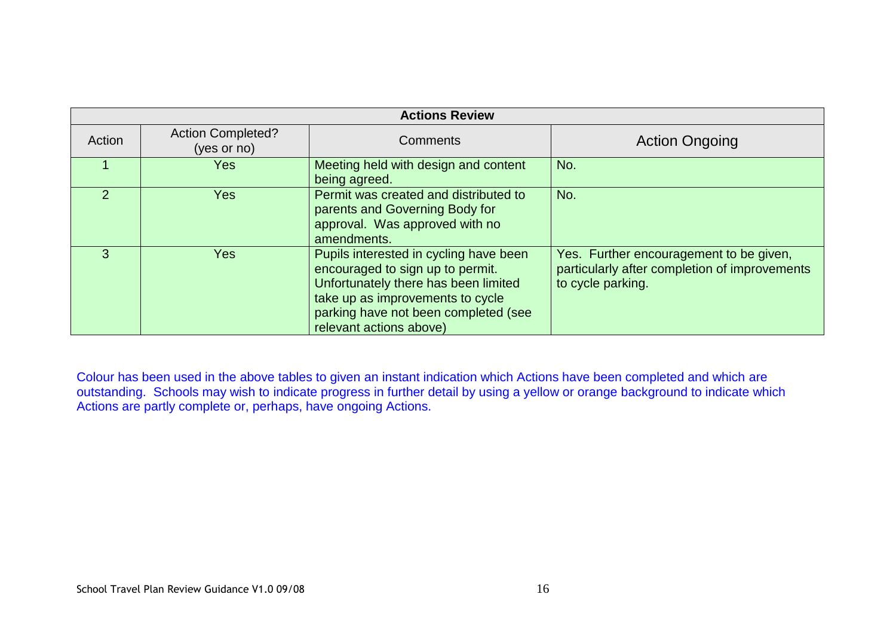| Actions Review | | | |
|---|---|---|---|
| Action | Action Completed? (yes or no) | Comments | Action Ongoing |
| 1 | Yes | Meeting held with design and content being agreed. | No. |
| 2 | Yes | Permit was created and distributed to parents and Governing Body for approval. Was approved with no amendments. | No. |
| 3 | Yes | Pupils interested in cycling have been encouraged to sign up to permit. Unfortunately there has been limited take up as improvements to cycle parking have not been completed (see relevant actions above) | Yes. Further encouragement to be given, particularly after completion of improvements to cycle parking. |

Colour has been used in the above tables to given an instant indication which Actions have been completed and which are outstanding. Schools may wish to indicate progress in further detail by using a yellow or orange background to indicate which Actions are partly complete or, perhaps, have ongoing Actions.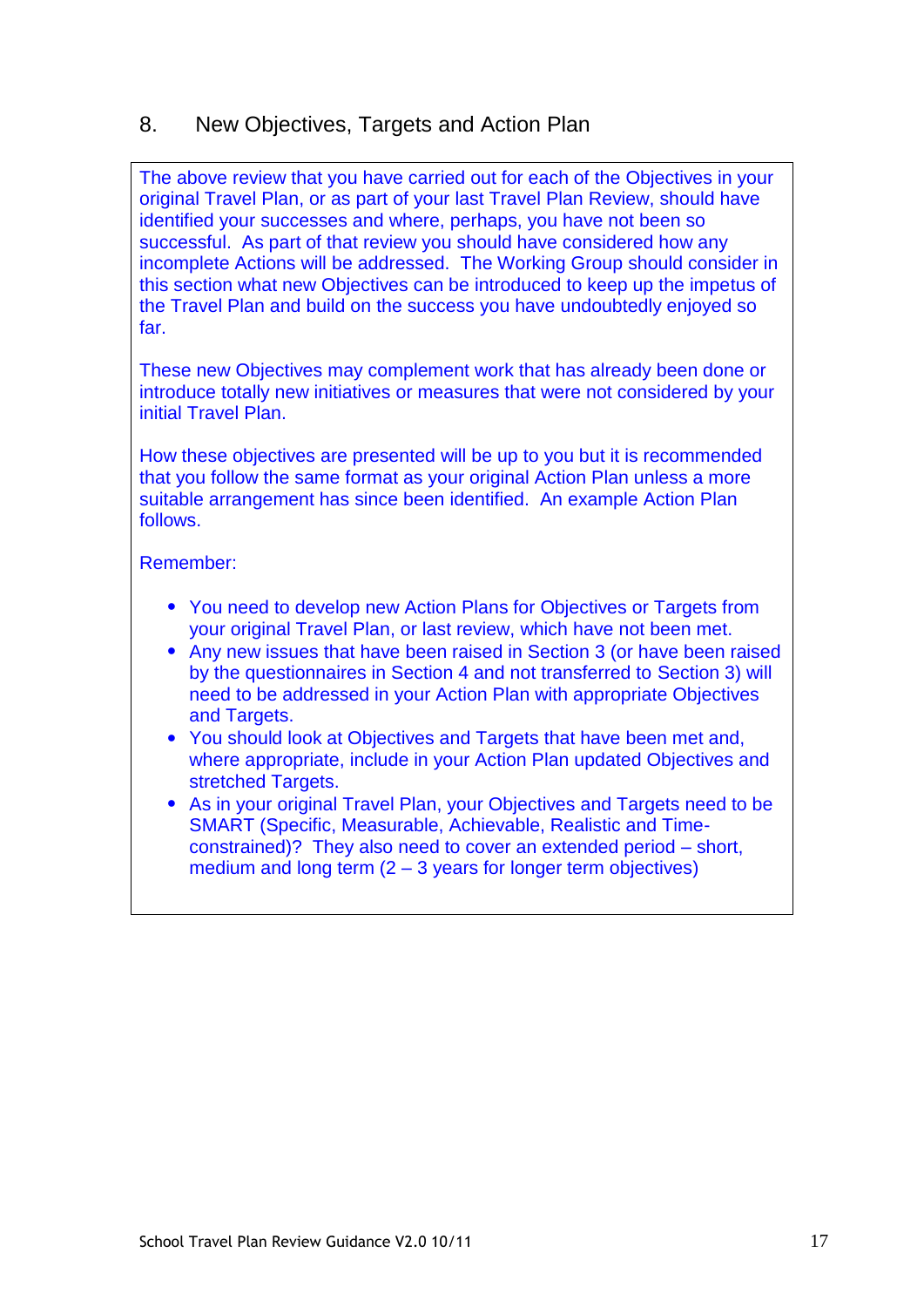## 8. New Objectives, Targets and Action Plan

The above review that you have carried out for each of the Objectives in your original Travel Plan, or as part of your last Travel Plan Review, should have identified your successes and where, perhaps, you have not been so successful. As part of that review you should have considered how any incomplete Actions will be addressed. The Working Group should consider in this section what new Objectives can be introduced to keep up the impetus of the Travel Plan and build on the success you have undoubtedly enjoyed so far.

These new Objectives may complement work that has already been done or introduce totally new initiatives or measures that were not considered by your initial Travel Plan.

How these objectives are presented will be up to you but it is recommended that you follow the same format as your original Action Plan unless a more suitable arrangement has since been identified. An example Action Plan follows.

Remember:

- You need to develop new Action Plans for Objectives or Targets from your original Travel Plan, or last review, which have not been met.
- Any new issues that have been raised in Section 3 (or have been raised by the questionnaires in Section 4 and not transferred to Section 3) will need to be addressed in your Action Plan with appropriate Objectives and Targets.
- You should look at Objectives and Targets that have been met and, where appropriate, include in your Action Plan updated Objectives and stretched Targets.
- As in your original Travel Plan, your Objectives and Targets need to be SMART (Specific, Measurable, Achievable, Realistic and Time-constrained)? They also need to cover an extended period – short, medium and long term (2 – 3 years for longer term objectives)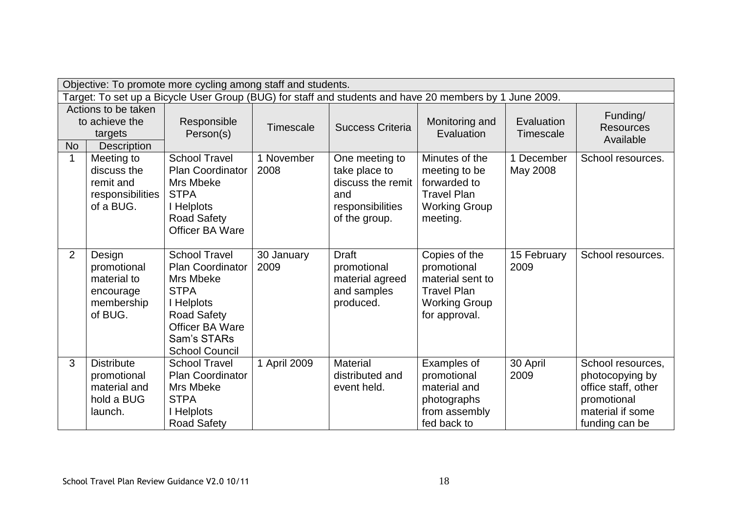| Objective: To promote more cycling among staff and students. | | | | | | | |
|---|---|---|---|---|---|---|---|
| Target: To set up a Bicycle User Group (BUG) for staff and students and have 20 members by 1 June 2009. | | | | | | | |
| Actions to be taken to achieve the targets | | Responsible Person(s) | Timescale | Success Criteria | Monitoring and Evaluation | Evaluation Timescale | Funding/ Resources Available |
| No | Description | | | | | | |
| 1 | Meeting to discuss the remit and responsibilities of a BUG. | School Travel Plan Coordinator Mrs Mbeke STPA I Helplots Road Safety Officer BA Ware | 1 November 2008 | One meeting to take place to discuss the remit and responsibilities of the group. | Minutes of the meeting to be forwarded to Travel Plan Working Group meeting. | 1 December May 2008 | School resources. |
| 2 | Design promotional material to encourage membership of BUG. | School Travel Plan Coordinator Mrs Mbeke STPA I Helplots Road Safety Officer BA Ware Sam's STARs School Council | 30 January 2009 | Draft promotional material agreed and samples produced. | Copies of the promotional material sent to Travel Plan Working Group for approval. | 15 February 2009 | School resources. |
| 3 | Distribute promotional material and hold a BUG launch. | School Travel Plan Coordinator Mrs Mbeke STPA I Helplots Road Safety | 1 April 2009 | Material distributed and event held. | Examples of promotional material and photographs from assembly fed back to | 30 April 2009 | School resources, photocopying by office staff, other promotional material if some funding can be |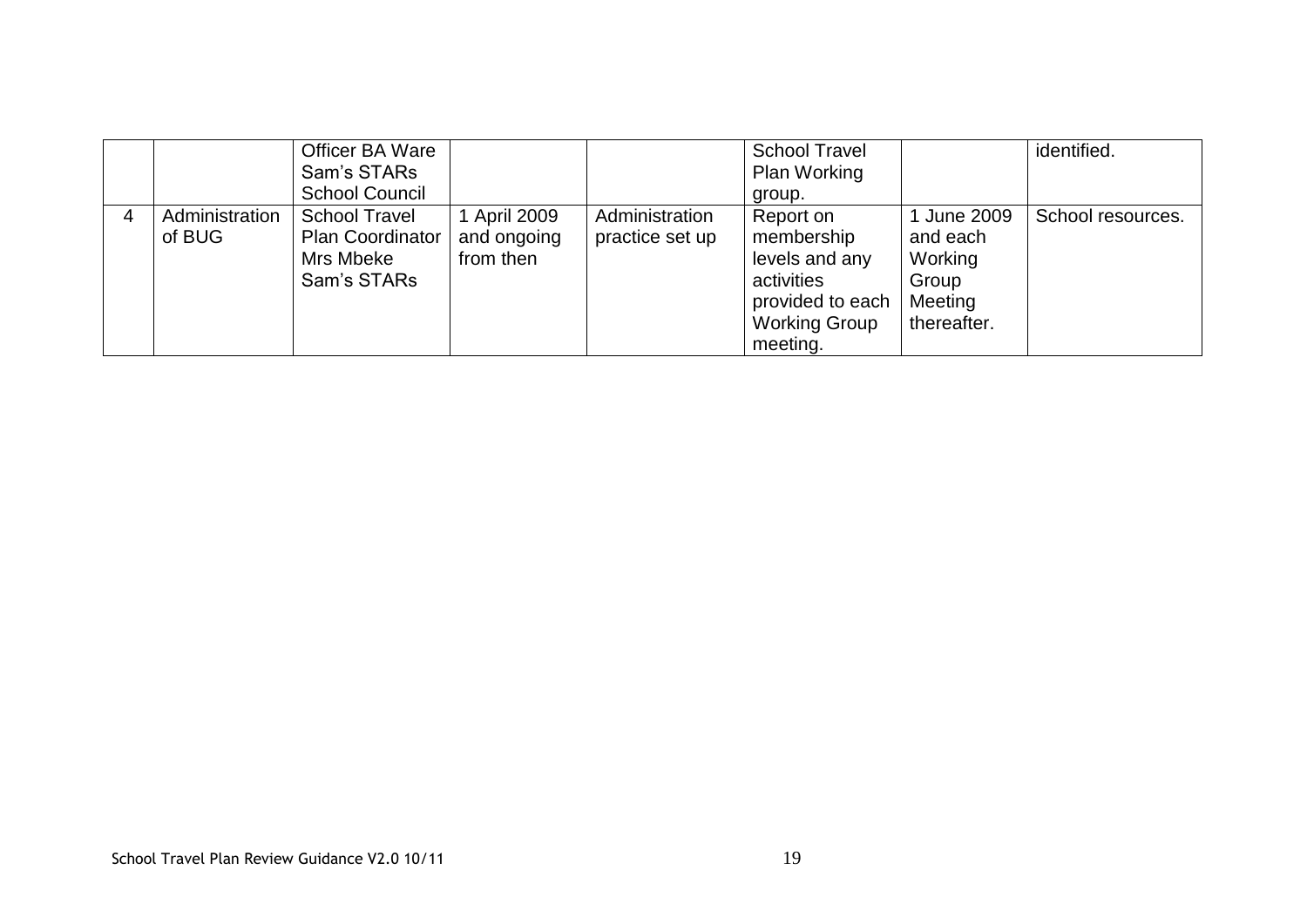|  |  |  |  |  |  |  |  |
|---|---|---|---|---|---|---|---|
|  |  | Officer BA Ware Sam's STARs School Council |  |  | School Travel Plan Working group. |  | identified. |
| 4 | Administration of BUG | School Travel Plan Coordinator Mrs Mbeke Sam's STARs | 1 April 2009 and ongoing from then | Administration practice set up | Report on membership levels and any activities provided to each Working Group meeting. | 1 June 2009 and each Working Group Meeting thereafter. | School resources. |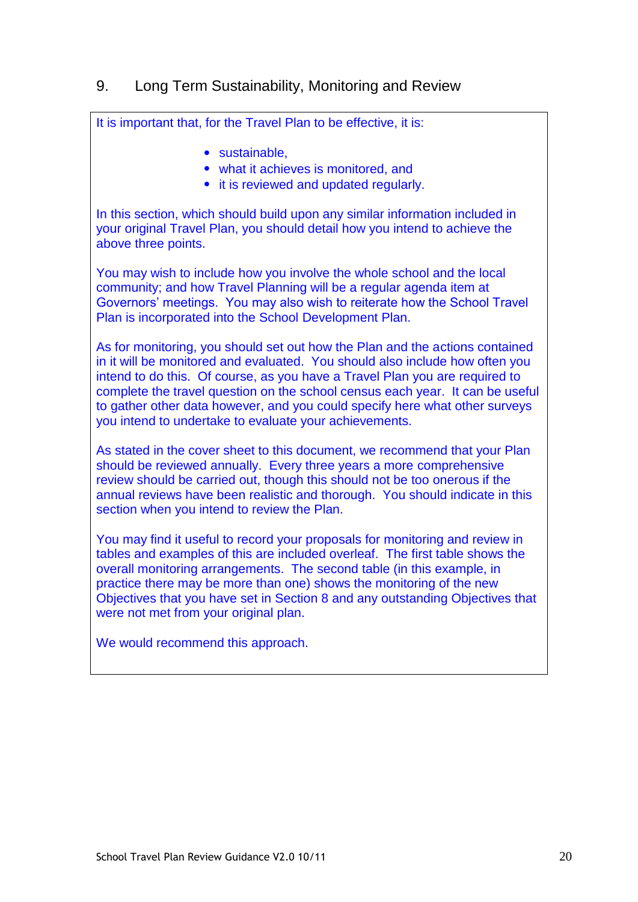## 9. Long Term Sustainability, Monitoring and Review

It is important that, for the Travel Plan to be effective, it is:

- sustainable,
- what it achieves is monitored, and
- it is reviewed and updated regularly.

In this section, which should build upon any similar information included in your original Travel Plan, you should detail how you intend to achieve the above three points.

You may wish to include how you involve the whole school and the local community; and how Travel Planning will be a regular agenda item at Governors' meetings. You may also wish to reiterate how the School Travel Plan is incorporated into the School Development Plan.

As for monitoring, you should set out how the Plan and the actions contained in it will be monitored and evaluated. You should also include how often you intend to do this. Of course, as you have a Travel Plan you are required to complete the travel question on the school census each year. It can be useful to gather other data however, and you could specify here what other surveys you intend to undertake to evaluate your achievements.

As stated in the cover sheet to this document, we recommend that your Plan should be reviewed annually. Every three years a more comprehensive review should be carried out, though this should not be too onerous if the annual reviews have been realistic and thorough. You should indicate in this section when you intend to review the Plan.

You may find it useful to record your proposals for monitoring and review in tables and examples of this are included overleaf. The first table shows the overall monitoring arrangements. The second table (in this example, in practice there may be more than one) shows the monitoring of the new Objectives that you have set in Section 8 and any outstanding Objectives that were not met from your original plan.

We would recommend this approach.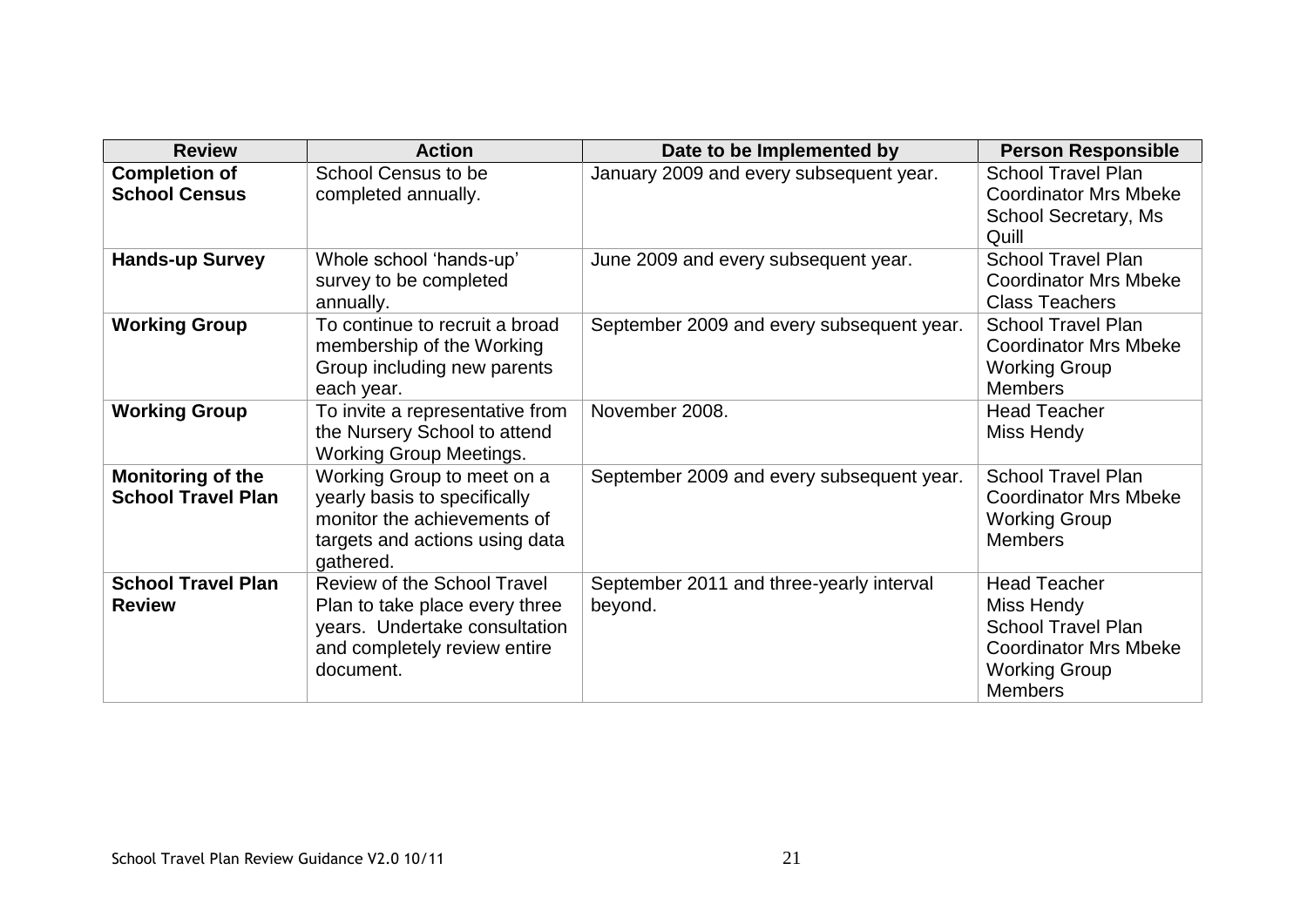| Review | Action | Date to be Implemented by | Person Responsible |
|---|---|---|---|
| **Completion of School Census** | School Census to be completed annually. | January 2009 and every subsequent year. | School Travel Plan Coordinator Mrs Mbeke School Secretary, Ms Quill |
| **Hands-up Survey** | Whole school 'hands-up' survey to be completed annually. | June 2009 and every subsequent year. | School Travel Plan Coordinator Mrs Mbeke Class Teachers |
| **Working Group** | To continue to recruit a broad membership of the Working Group including new parents each year. | September 2009 and every subsequent year. | School Travel Plan Coordinator Mrs Mbeke Working Group Members |
| **Working Group** | To invite a representative from the Nursery School to attend Working Group Meetings. | November 2008. | Head Teacher Miss Hendy |
| **Monitoring of the School Travel Plan** | Working Group to meet on a yearly basis to specifically monitor the achievements of targets and actions using data gathered. | September 2009 and every subsequent year. | School Travel Plan Coordinator Mrs Mbeke Working Group Members |
| **School Travel Plan Review** | Review of the School Travel Plan to take place every three years. Undertake consultation and completely review entire document. | September 2011 and three-yearly interval beyond. | Head Teacher Miss Hendy School Travel Plan Coordinator Mrs Mbeke Working Group Members |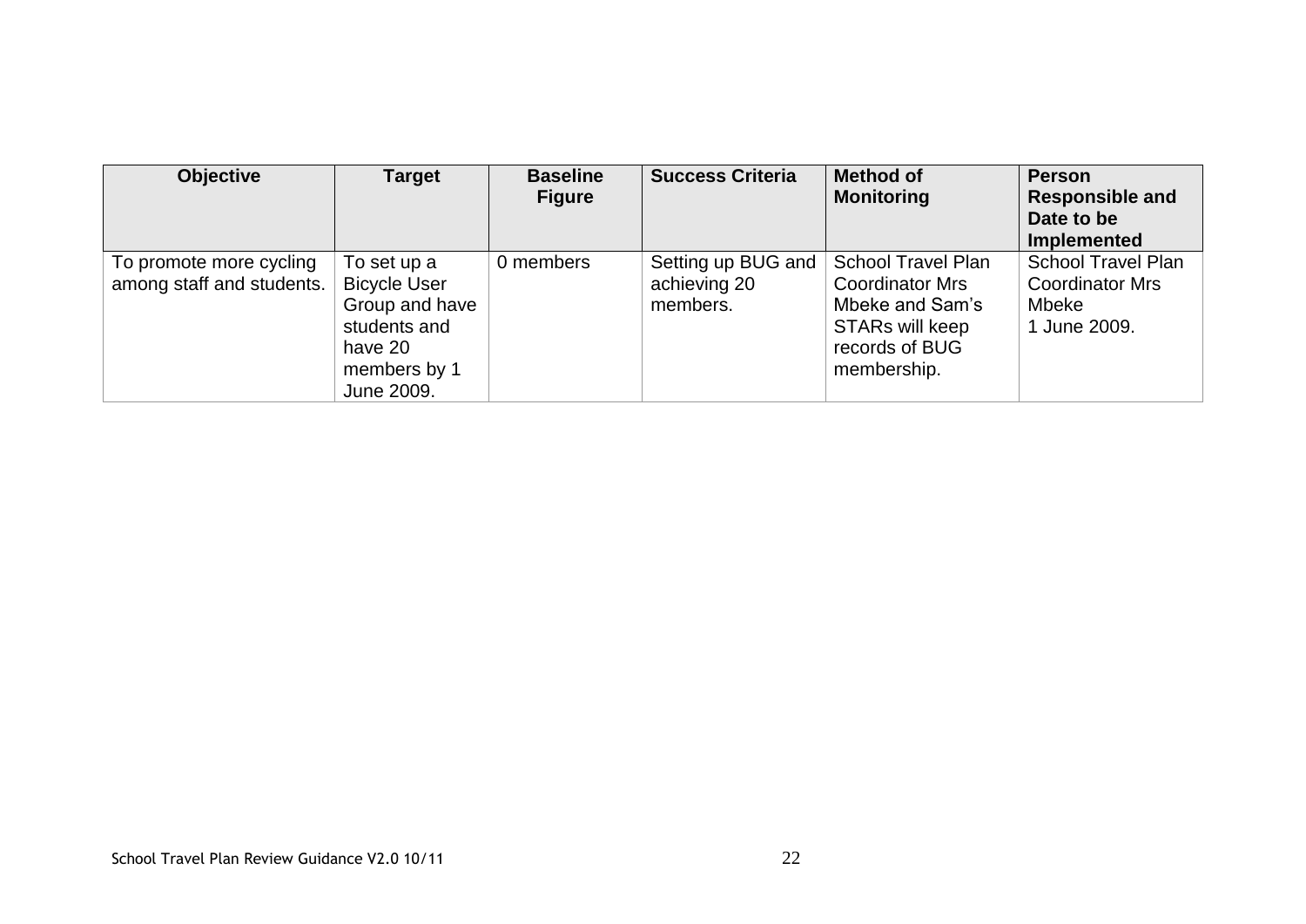| Objective | Target | Baseline Figure | Success Criteria | Method of Monitoring | Person Responsible and Date to be Implemented |
|---|---|---|---|---|---|
| To promote more cycling among staff and students. | To set up a Bicycle User Group and have students and have 20 members by 1 June 2009. | 0 members | Setting up BUG and achieving 20 members. | School Travel Plan Coordinator Mrs Mbeke and Sam's STARs will keep records of BUG membership. | School Travel Plan Coordinator Mrs Mbeke 1 June 2009. |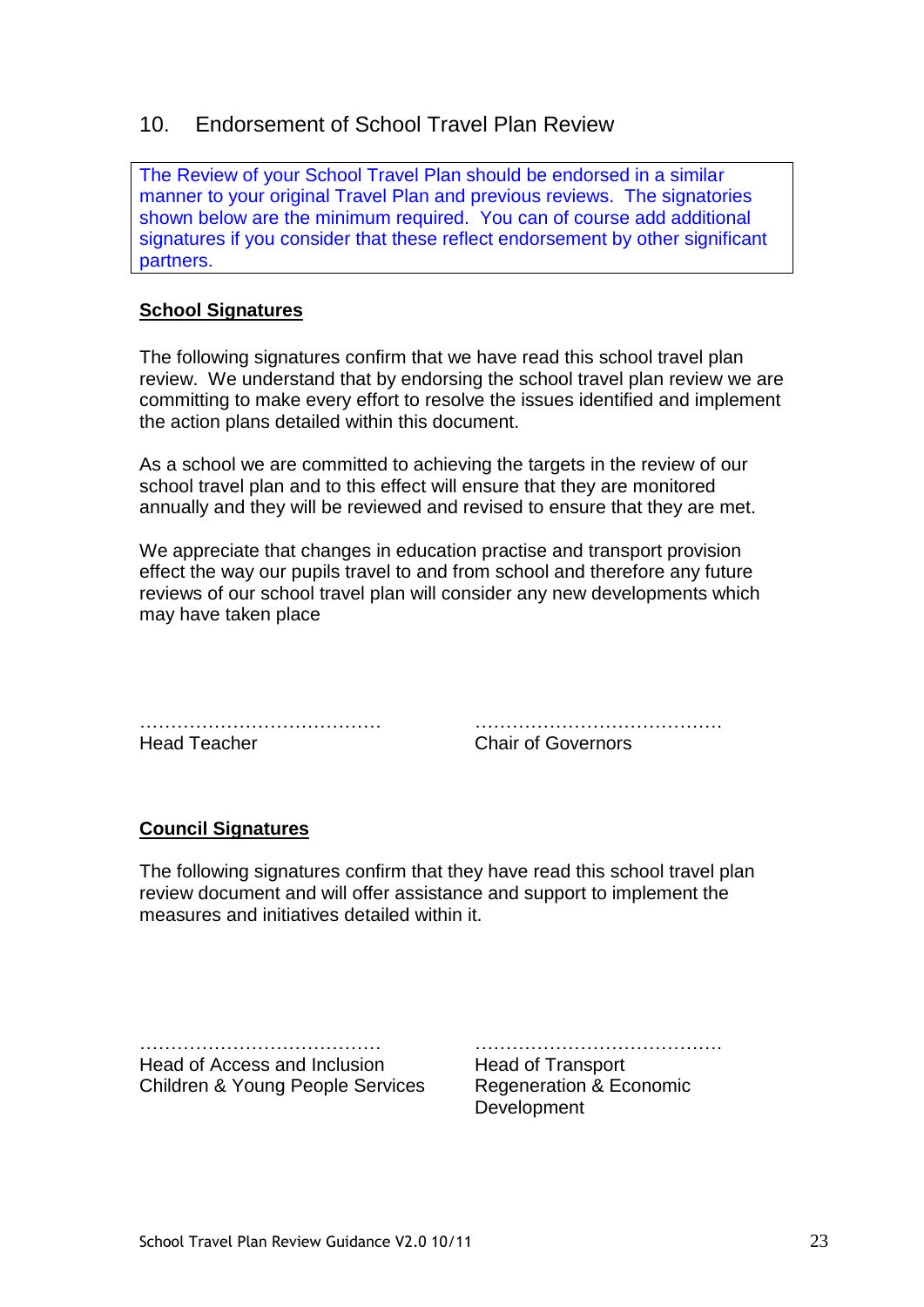## 10. Endorsement of School Travel Plan Review

> The Review of your School Travel Plan should be endorsed in a similar manner to your original Travel Plan and previous reviews. The signatories shown below are the minimum required. You can of course add additional signatures if you consider that these reflect endorsement by other significant partners.

**School Signatures**

The following signatures confirm that we have read this school travel plan review. We understand that by endorsing the school travel plan review we are committing to make every effort to resolve the issues identified and implement the action plans detailed within this document.

As a school we are committed to achieving the targets in the review of our school travel plan and to this effect will ensure that they are monitored annually and they will be reviewed and revised to ensure that they are met.

We appreciate that changes in education practise and transport provision effect the way our pupils travel to and from school and therefore any future reviews of our school travel plan will consider any new developments which may have taken place

| ………………………………… | ………………………………… |
|---|---|
| Head Teacher | Chair of Governors |

**Council Signatures**

The following signatures confirm that they have read this school travel plan review document and will offer assistance and support to implement the measures and initiatives detailed within it.

| ………………………………… | ………………………………… |
|---|---|
| Head of Access and Inclusion<br>Children & Young People Services | Head of Transport<br>Regeneration & Economic Development |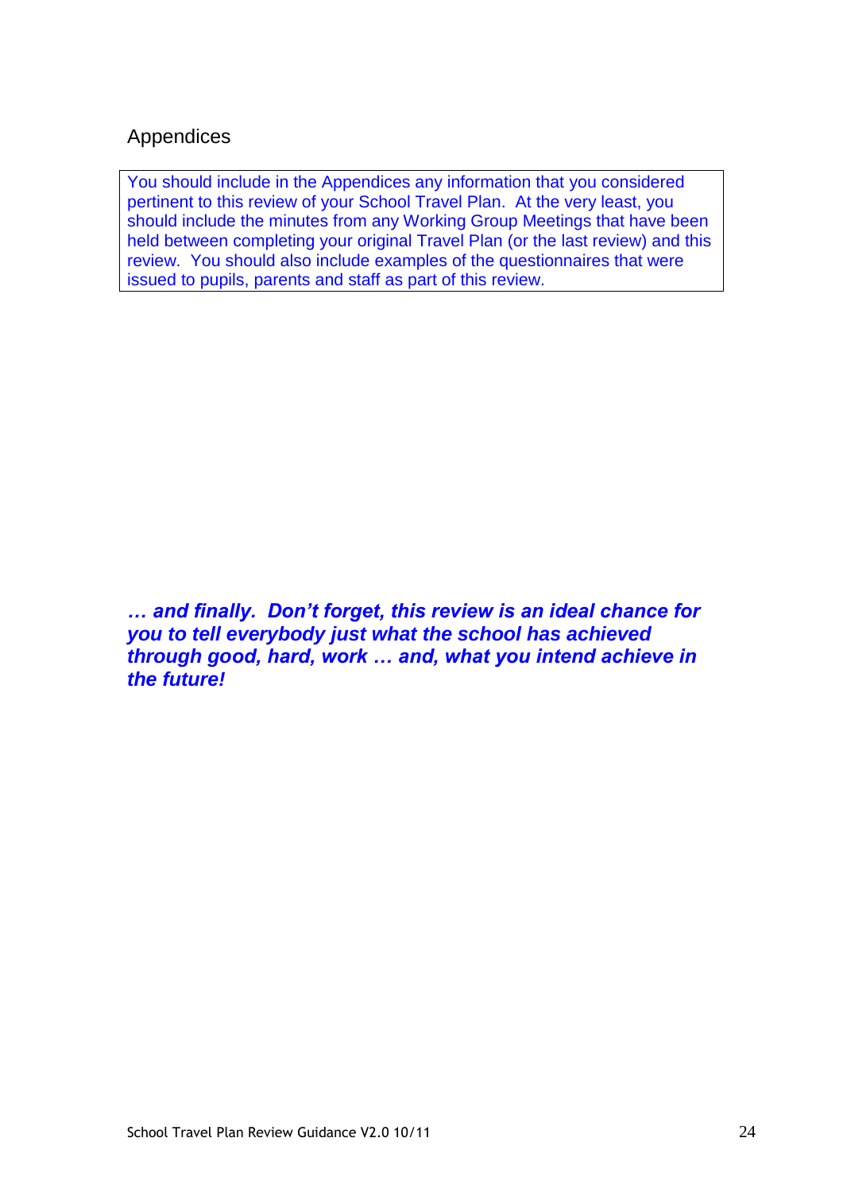## Appendices

You should include in the Appendices any information that you considered pertinent to this review of your School Travel Plan. At the very least, you should include the minutes from any Working Group Meetings that have been held between completing your original Travel Plan (or the last review) and this review. You should also include examples of the questionnaires that were issued to pupils, parents and staff as part of this review.

***… and finally. Don't forget, this review is an ideal chance for you to tell everybody just what the school has achieved through good, hard, work … and, what you intend achieve in the future!***